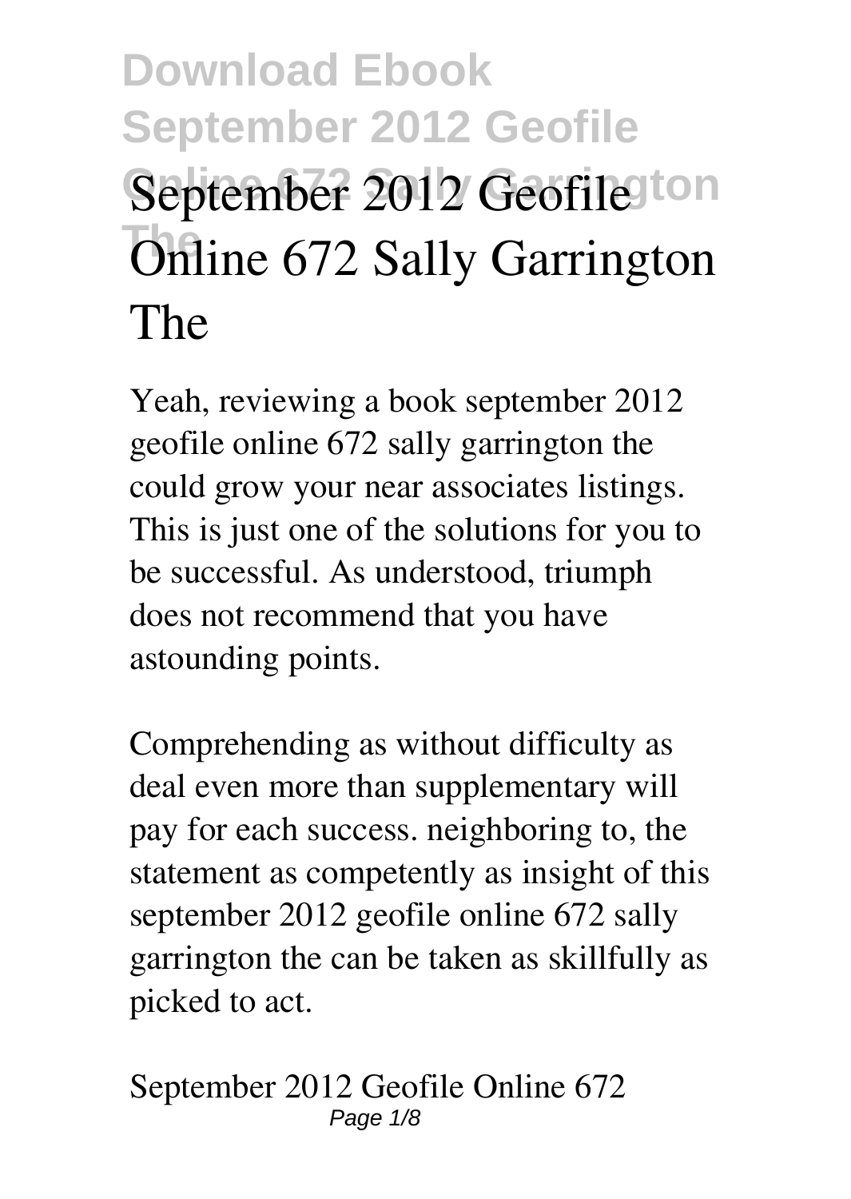# Download Ebook September 2012 Geofile Online 672 Sally Garrington The

# September 2012 Geofile Online 672 Sally Garrington The

Yeah, reviewing a book september 2012 geofile online 672 sally garrington the could grow your near associates listings. This is just one of the solutions for you to be successful. As understood, triumph does not recommend that you have astounding points.

Comprehending as without difficulty as deal even more than supplementary will pay for each success. neighboring to, the statement as competently as insight of this september 2012 geofile online 672 sally garrington the can be taken as skillfully as picked to act.

September 2012 Geofile Online 672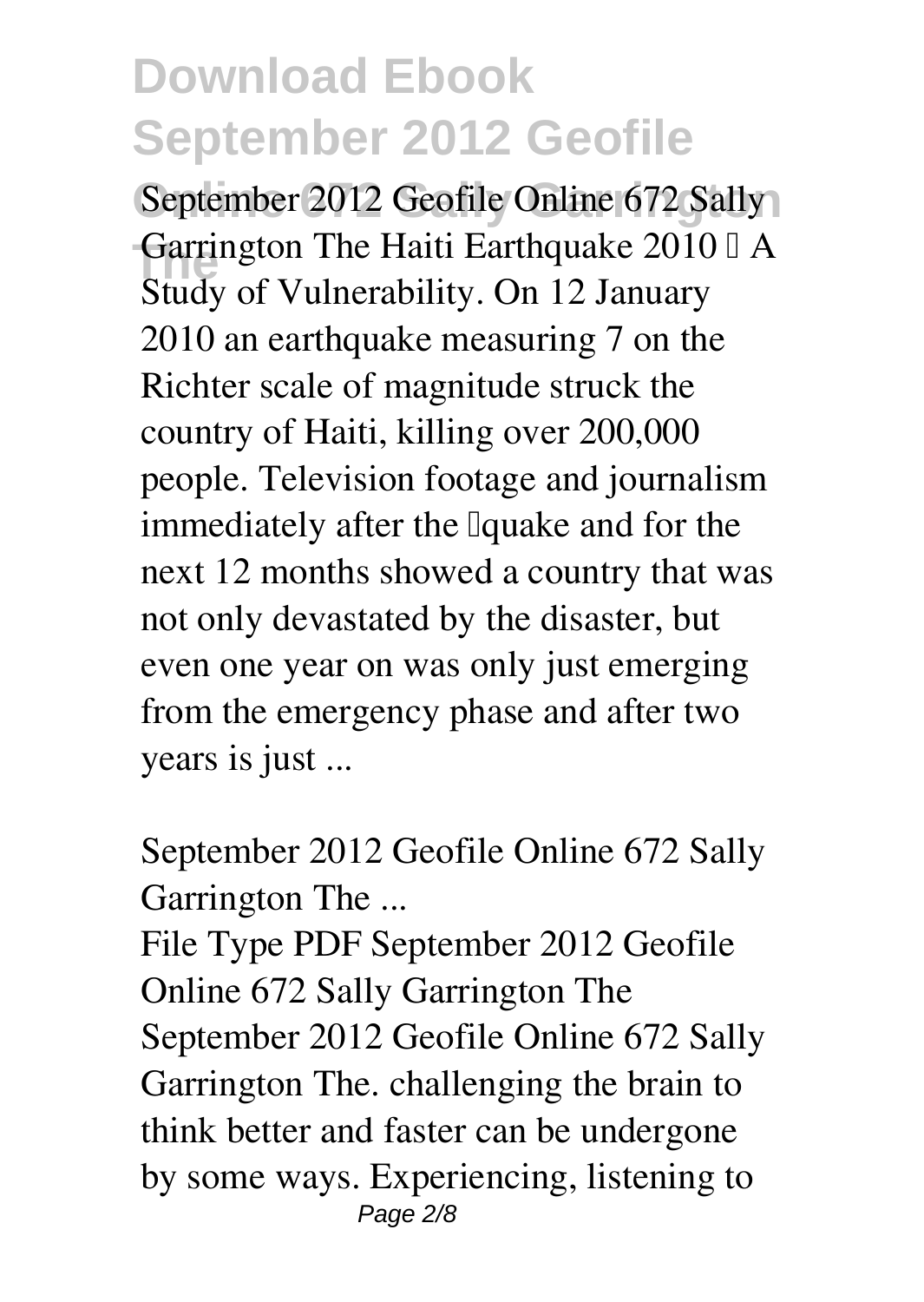September 2012 Geofile Online 672 Sally Garrington The Haiti Earthquake 2010 – A Study of Vulnerability. On 12 January 2010 an earthquake measuring 7 on the Richter scale of magnitude struck the country of Haiti, killing over 200,000 people. Television footage and journalism immediately after the 'quake and for the next 12 months showed a country that was not only devastated by the disaster, but even one year on was only just emerging from the emergency phase and after two years is just ...

**September 2012 Geofile Online 672 Sally Garrington The ...**

File Type PDF September 2012 Geofile Online 672 Sally Garrington The September 2012 Geofile Online 672 Sally Garrington The. challenging the brain to think better and faster can be undergone by some ways. Experiencing, listening to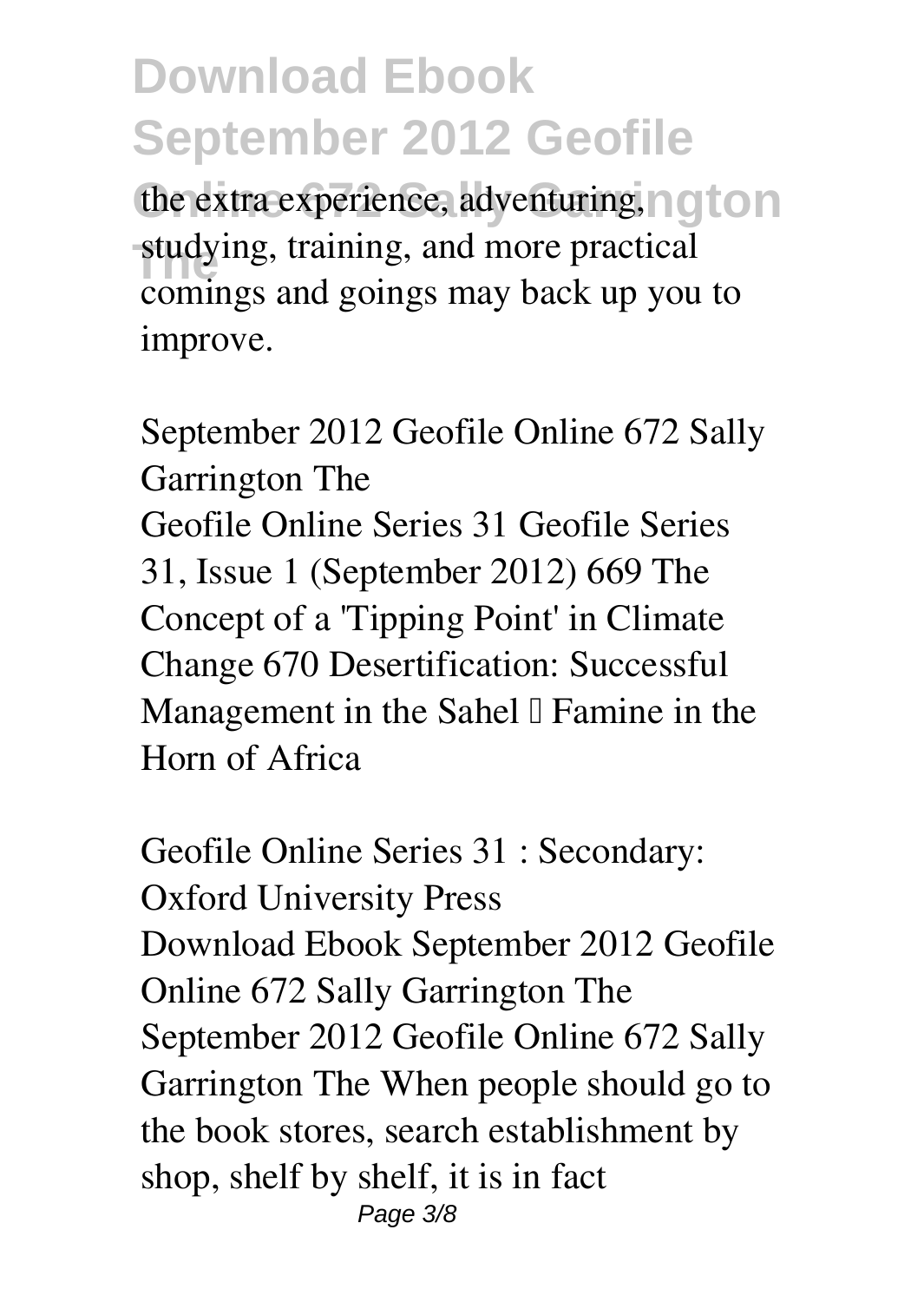the extra experience, adventuring, studying, training, and more practical comings and goings may back up you to improve.

**September 2012 Geofile Online 672 Sally Garrington The**

Geofile Online Series 31 Geofile Series 31, Issue 1 (September 2012) 669 The Concept of a 'Tipping Point' in Climate Change 670 Desertification: Successful Management in the Sahel – Famine in the Horn of Africa

**Geofile Online Series 31 : Secondary: Oxford University Press**

Download Ebook September 2012 Geofile Online 672 Sally Garrington The September 2012 Geofile Online 672 Sally Garrington The When people should go to the book stores, search establishment by shop, shelf by shelf, it is in fact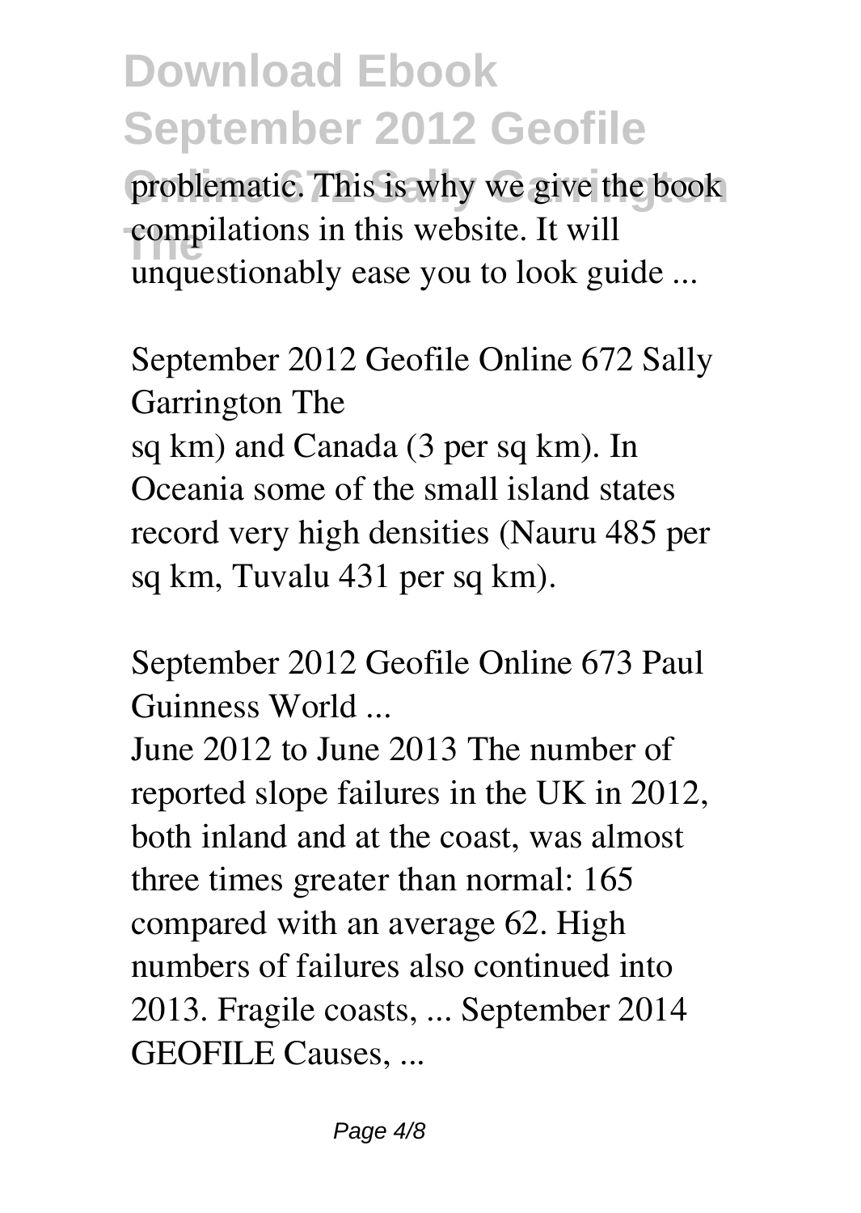problematic. This is why we give the book compilations in this website. It will unquestionably ease you to look guide ...

**September 2012 Geofile Online 672 Sally Garrington The**

sq km) and Canada (3 per sq km). In Oceania some of the small island states record very high densities (Nauru 485 per sq km, Tuvalu 431 per sq km).

**September 2012 Geofile Online 673 Paul Guinness World ...**

June 2012 to June 2013 The number of reported slope failures in the UK in 2012, both inland and at the coast, was almost three times greater than normal: 165 compared with an average 62. High numbers of failures also continued into 2013. Fragile coasts, ... September 2014 GEOFILE Causes, ...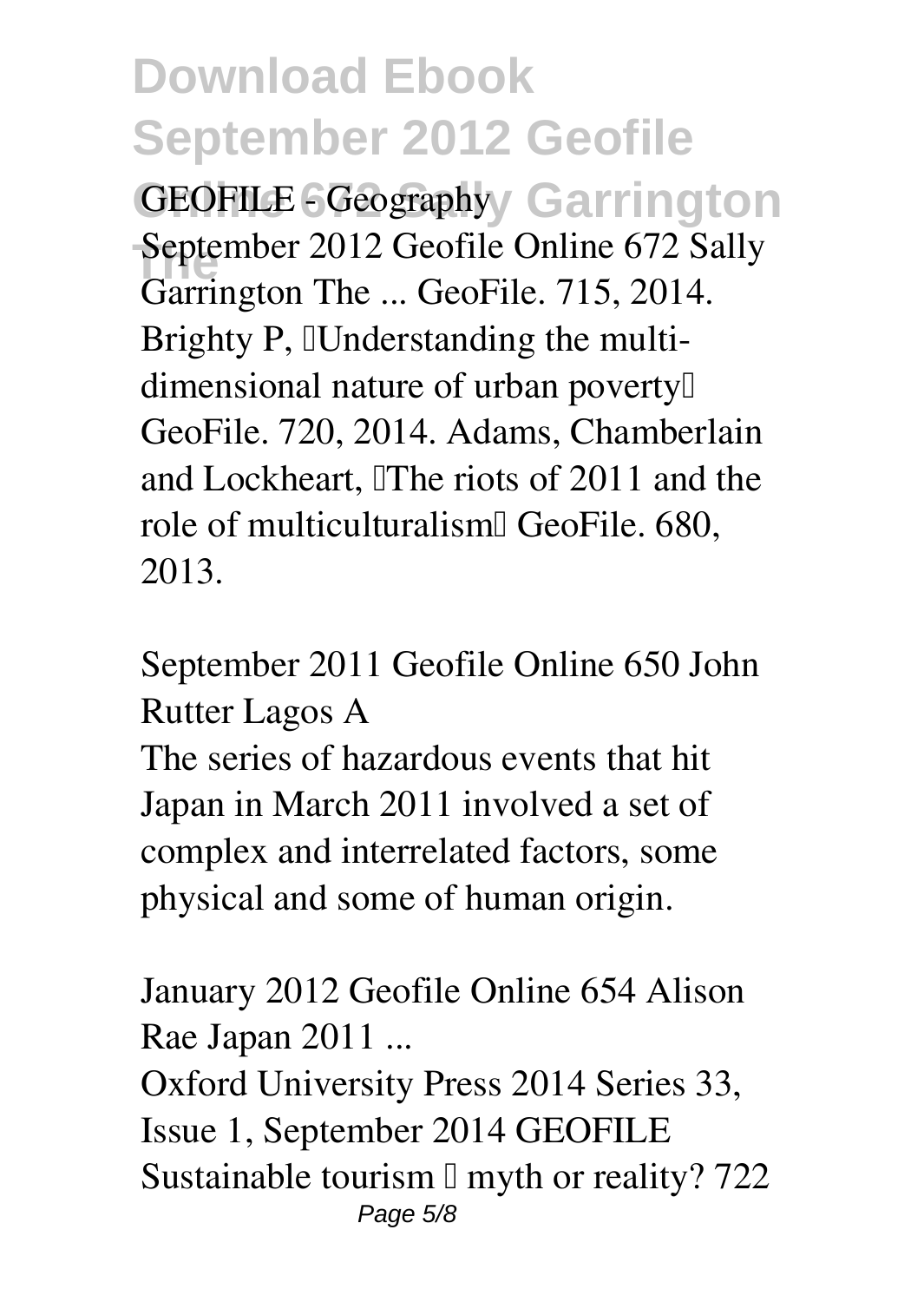**GEOFILE - Geography**

September 2012 Geofile Online 672 Sally Garrington The ... GeoFile. 715, 2014. Brighty P, 'Understanding the multi-dimensional nature of urban poverty' GeoFile. 720, 2014. Adams, Chamberlain and Lockheart, 'The riots of 2011 and the role of multiculturalism' GeoFile. 680, 2013.

**September 2011 Geofile Online 650 John Rutter Lagos A**

The series of hazardous events that hit Japan in March 2011 involved a set of complex and interrelated factors, some physical and some of human origin.

**January 2012 Geofile Online 654 Alison Rae Japan 2011 ...**

Oxford University Press 2014 Series 33, Issue 1, September 2014 GEOFILE Sustainable tourism – myth or reality? 722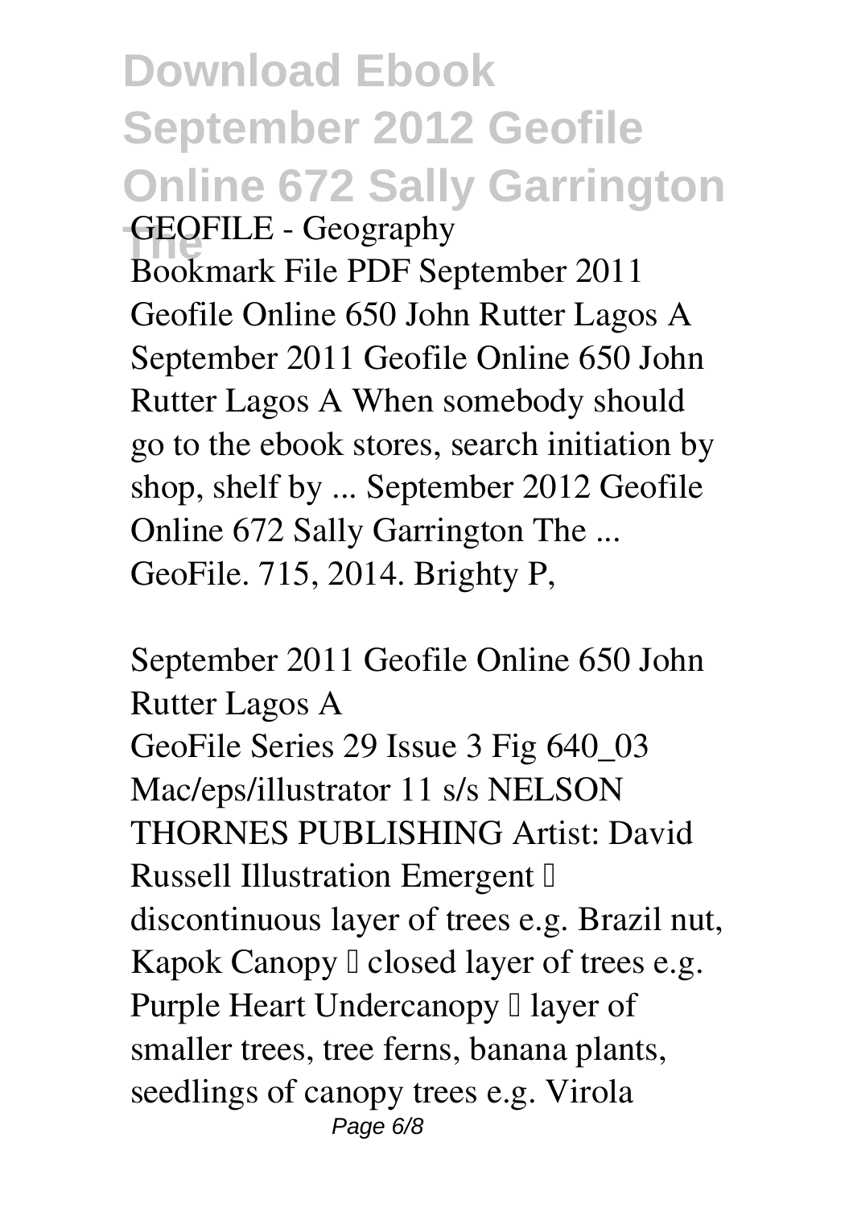**GEOFILE - Geography**

Bookmark File PDF September 2011 Geofile Online 650 John Rutter Lagos A September 2011 Geofile Online 650 John Rutter Lagos A When somebody should go to the ebook stores, search initiation by shop, shelf by ... September 2012 Geofile Online 672 Sally Garrington The ... GeoFile. 715, 2014. Brighty P,

**September 2011 Geofile Online 650 John Rutter Lagos A**

GeoFile Series 29 Issue 3 Fig 640_03 Mac/eps/illustrator 11 s/s NELSON THORNES PUBLISHING Artist: David Russell Illustration Emergent – discontinuous layer of trees e.g. Brazil nut, Kapok Canopy – closed layer of trees e.g. Purple Heart Undercanopy – layer of smaller trees, tree ferns, banana plants, seedlings of canopy trees e.g. Virola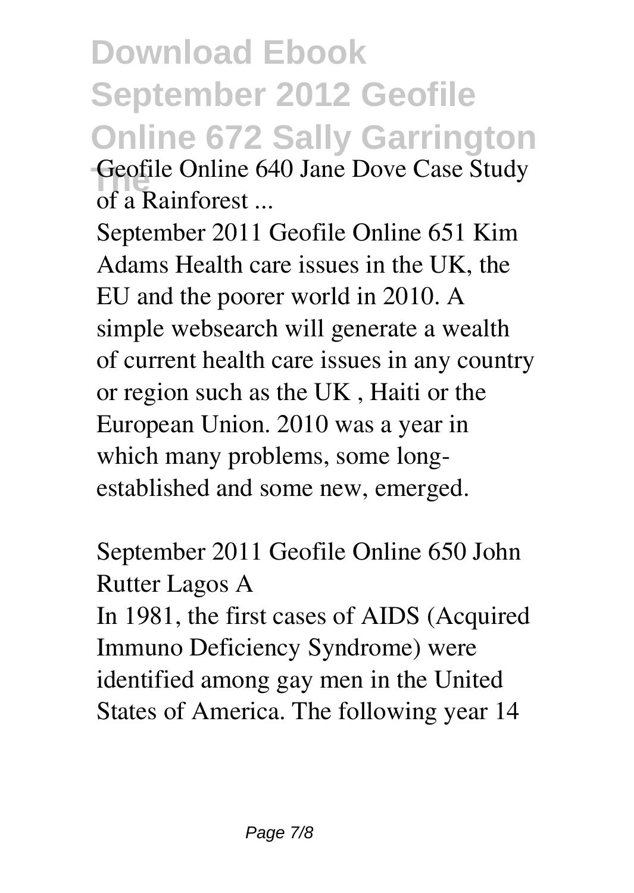**Geofile Online 640 Jane Dove Case Study of a Rainforest ...**

September 2011 Geofile Online 651 Kim Adams Health care issues in the UK, the EU and the poorer world in 2010. A simple websearch will generate a wealth of current health care issues in any country or region such as the UK , Haiti or the European Union. 2010 was a year in which many problems, some long-established and some new, emerged.

**September 2011 Geofile Online 650 John Rutter Lagos A**

In 1981, the first cases of AIDS (Acquired Immuno Deficiency Syndrome) were identified among gay men in the United States of America. The following year 14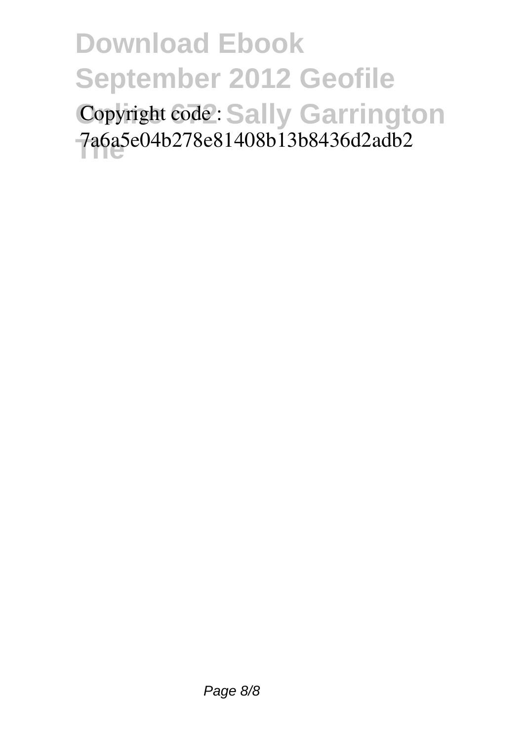Copyright code : 7a6a5e04b278e81408b13b8436d2adb2